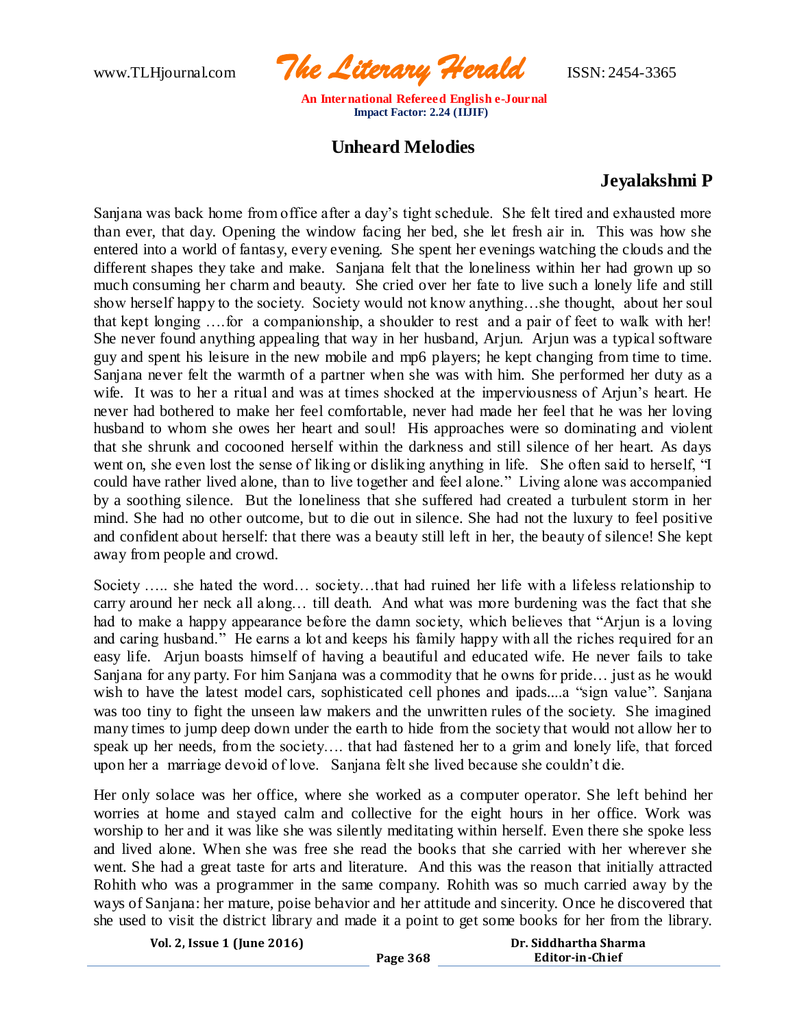# Unheard Melodies

**Jeyalakshmi P**

Sanjana was back home from office after a day's tight schedule. She felt tired and exhausted more than ever, that day. Opening the window facing her bed, she let fresh air in. This was how she entered into a world of fantasy, every evening. She spent her evenings watching the clouds and the different shapes they take and make. Sanjana felt that the loneliness within her had grown up so much consuming her charm and beauty. She cried over her fate to live such a lonely life and still show herself happy to the society. Society would not know anything…she thought, about her soul that kept longing ….for a companionship, a shoulder to rest and a pair of feet to walk with her! She never found anything appealing that way in her husband, Arjun. Arjun was a typical software guy and spent his leisure in the new mobile and mp6 players; he kept changing from time to time. Sanjana never felt the warmth of a partner when she was with him. She performed her duty as a wife. It was to her a ritual and was at times shocked at the imperviousness of Arjun's heart. He never had bothered to make her feel comfortable, never had made her feel that he was her loving husband to whom she owes her heart and soul! His approaches were so dominating and violent that she shrunk and cocooned herself within the darkness and still silence of her heart. As days went on, she even lost the sense of liking or disliking anything in life. She often said to herself, "I could have rather lived alone, than to live together and feel alone." Living alone was accompanied by a soothing silence. But the loneliness that she suffered had created a turbulent storm in her mind. She had no other outcome, but to die out in silence. She had not the luxury to feel positive and confident about herself: that there was a beauty still left in her, the beauty of silence! She kept away from people and crowd.

Society ….. she hated the word… society…that had ruined her life with a lifeless relationship to carry around her neck all along… till death. And what was more burdening was the fact that she had to make a happy appearance before the damn society, which believes that "Arjun is a loving and caring husband." He earns a lot and keeps his family happy with all the riches required for an easy life. Arjun boasts himself of having a beautiful and educated wife. He never fails to take Sanjana for any party. For him Sanjana was a commodity that he owns for pride… just as he would wish to have the latest model cars, sophisticated cell phones and ipads....a "sign value". Sanjana was too tiny to fight the unseen law makers and the unwritten rules of the society. She imagined many times to jump deep down under the earth to hide from the society that would not allow her to speak up her needs, from the society…. that had fastened her to a grim and lonely life, that forced upon her a marriage devoid of love. Sanjana felt she lived because she couldn't die.

Her only solace was her office, where she worked as a computer operator. She left behind her worries at home and stayed calm and collective for the eight hours in her office. Work was worship to her and it was like she was silently meditating within herself. Even there she spoke less and lived alone. When she was free she read the books that she carried with her wherever she went. She had a great taste for arts and literature. And this was the reason that initially attracted Rohith who was a programmer in the same company. Rohith was so much carried away by the ways of Sanjana: her mature, poise behavior and her attitude and sincerity. Once he discovered that she used to visit the district library and made it a point to get some books for her from the library.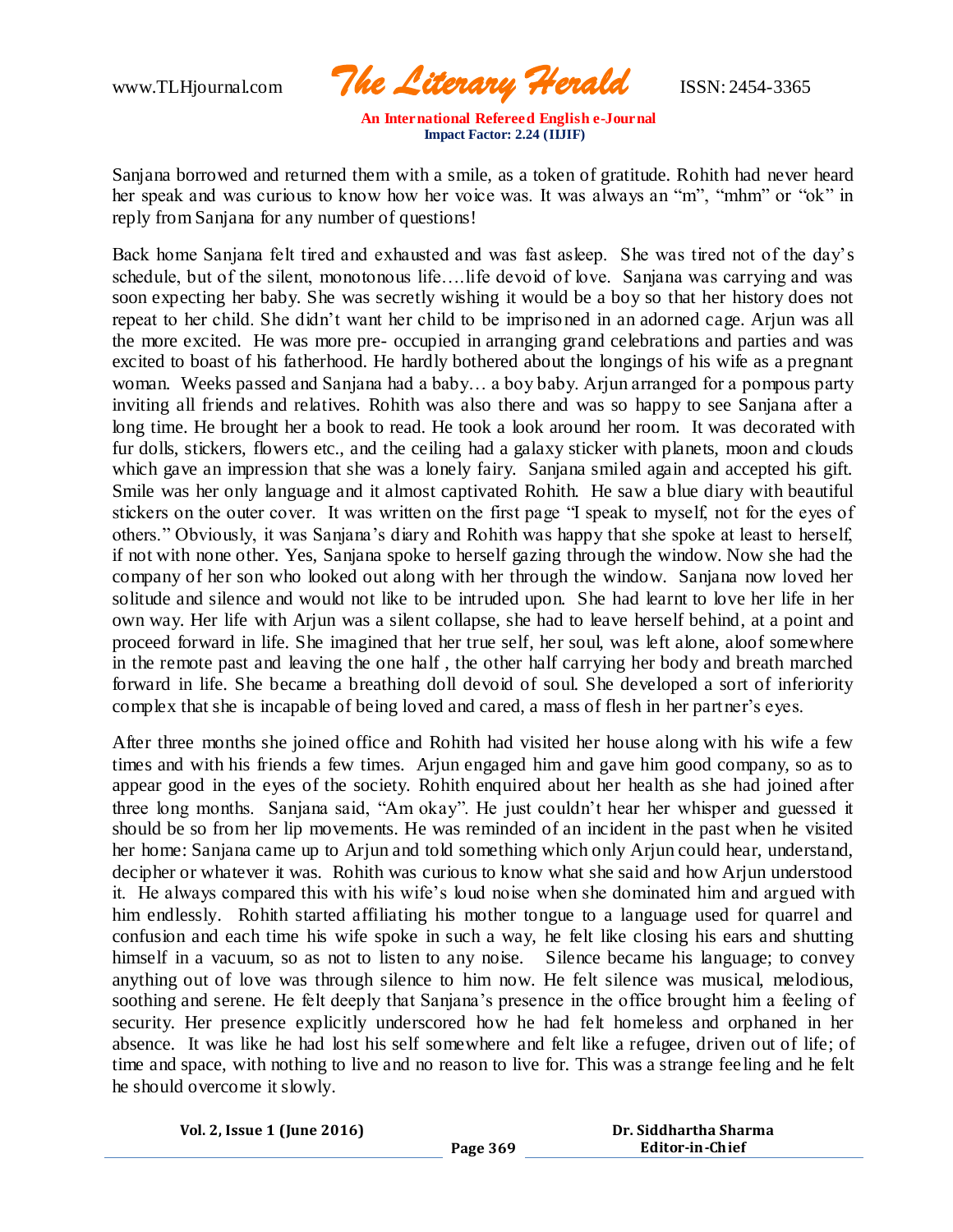Sanjana borrowed and returned them with a smile, as a token of gratitude. Rohith had never heard her speak and was curious to know how her voice was. It was always an "m", "mhm" or "ok" in reply from Sanjana for any number of questions!

Back home Sanjana felt tired and exhausted and was fast asleep. She was tired not of the day's schedule, but of the silent, monotonous life….life devoid of love. Sanjana was carrying and was soon expecting her baby. She was secretly wishing it would be a boy so that her history does not repeat to her child. She didn't want her child to be imprisoned in an adorned cage. Arjun was all the more excited. He was more pre- occupied in arranging grand celebrations and parties and was excited to boast of his fatherhood. He hardly bothered about the longings of his wife as a pregnant woman. Weeks passed and Sanjana had a baby… a boy baby. Arjun arranged for a pompous party inviting all friends and relatives. Rohith was also there and was so happy to see Sanjana after a long time. He brought her a book to read. He took a look around her room. It was decorated with fur dolls, stickers, flowers etc., and the ceiling had a galaxy sticker with planets, moon and clouds which gave an impression that she was a lonely fairy. Sanjana smiled again and accepted his gift. Smile was her only language and it almost captivated Rohith. He saw a blue diary with beautiful stickers on the outer cover. It was written on the first page "I speak to myself, not for the eyes of others." Obviously, it was Sanjana's diary and Rohith was happy that she spoke at least to herself, if not with none other. Yes, Sanjana spoke to herself gazing through the window. Now she had the company of her son who looked out along with her through the window. Sanjana now loved her solitude and silence and would not like to be intruded upon. She had learnt to love her life in her own way. Her life with Arjun was a silent collapse, she had to leave herself behind, at a point and proceed forward in life. She imagined that her true self, her soul, was left alone, aloof somewhere in the remote past and leaving the one half , the other half carrying her body and breath marched forward in life. She became a breathing doll devoid of soul. She developed a sort of inferiority complex that she is incapable of being loved and cared, a mass of flesh in her partner's eyes.

After three months she joined office and Rohith had visited her house along with his wife a few times and with his friends a few times. Arjun engaged him and gave him good company, so as to appear good in the eyes of the society. Rohith enquired about her health as she had joined after three long months. Sanjana said, "Am okay". He just couldn't hear her whisper and guessed it should be so from her lip movements. He was reminded of an incident in the past when he visited her home: Sanjana came up to Arjun and told something which only Arjun could hear, understand, decipher or whatever it was. Rohith was curious to know what she said and how Arjun understood it. He always compared this with his wife's loud noise when she dominated him and argued with him endlessly. Rohith started affiliating his mother tongue to a language used for quarrel and confusion and each time his wife spoke in such a way, he felt like closing his ears and shutting himself in a vacuum, so as not to listen to any noise. Silence became his language; to convey anything out of love was through silence to him now. He felt silence was musical, melodious, soothing and serene. He felt deeply that Sanjana's presence in the office brought him a feeling of security. Her presence explicitly underscored how he had felt homeless and orphaned in her absence. It was like he had lost his self somewhere and felt like a refugee, driven out of life; of time and space, with nothing to live and no reason to live for. This was a strange feeling and he felt he should overcome it slowly.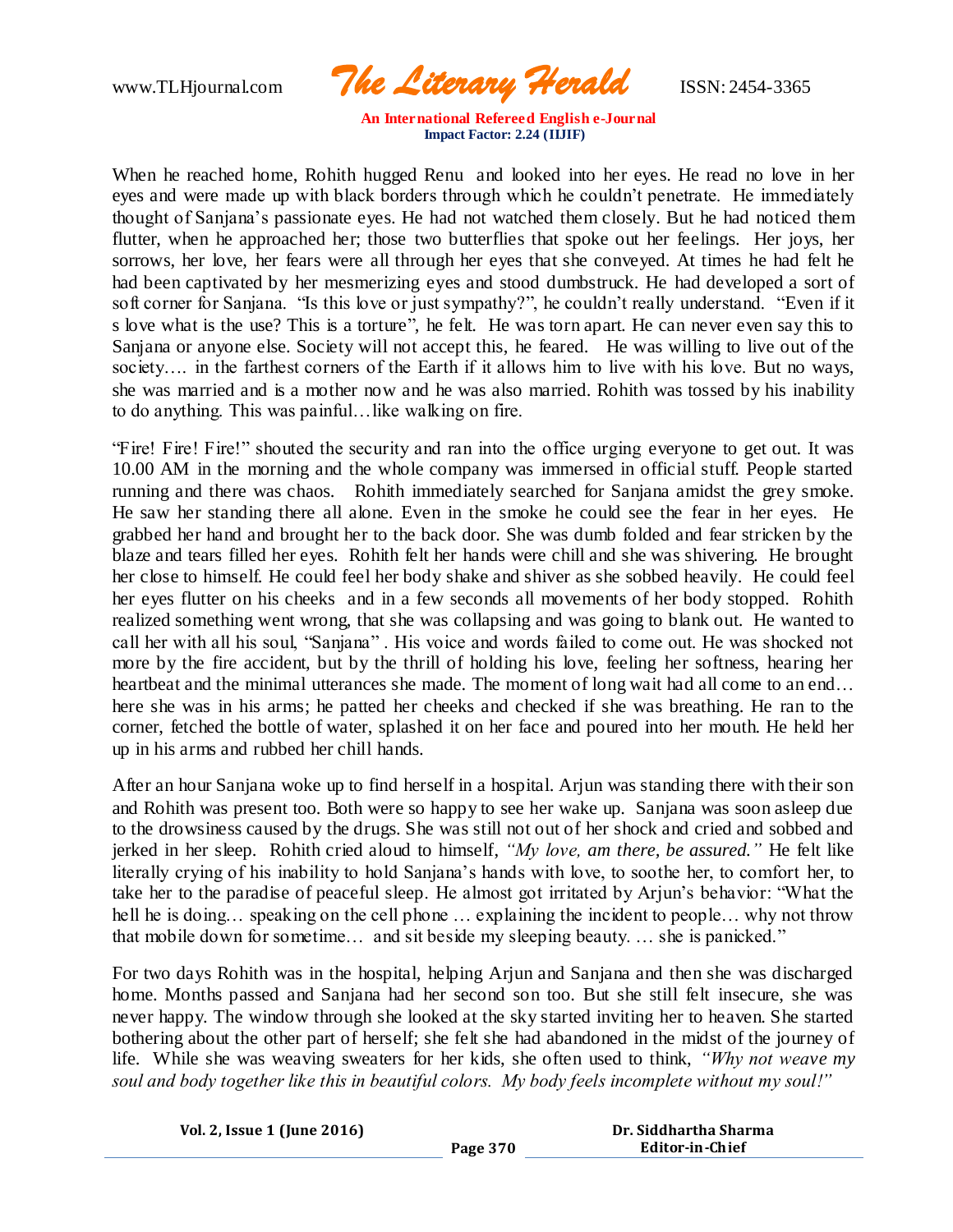When he reached home, Rohith hugged Renu and looked into her eyes. He read no love in her eyes and were made up with black borders through which he couldn't penetrate. He immediately thought of Sanjana's passionate eyes. He had not watched them closely. But he had noticed them flutter, when he approached her; those two butterflies that spoke out her feelings. Her joys, her sorrows, her love, her fears were all through her eyes that she conveyed. At times he had felt he had been captivated by her mesmerizing eyes and stood dumbstruck. He had developed a sort of soft corner for Sanjana. "Is this love or just sympathy?", he couldn't really understand. "Even if it s love what is the use? This is a torture", he felt. He was torn apart. He can never even say this to Sanjana or anyone else. Society will not accept this, he feared. He was willing to live out of the society…. in the farthest corners of the Earth if it allows him to live with his love. But no ways, she was married and is a mother now and he was also married. Rohith was tossed by his inability to do anything. This was painful…like walking on fire.

"Fire! Fire! Fire!" shouted the security and ran into the office urging everyone to get out. It was 10.00 AM in the morning and the whole company was immersed in official stuff. People started running and there was chaos. Rohith immediately searched for Sanjana amidst the grey smoke. He saw her standing there all alone. Even in the smoke he could see the fear in her eyes. He grabbed her hand and brought her to the back door. She was dumb folded and fear stricken by the blaze and tears filled her eyes. Rohith felt her hands were chill and she was shivering. He brought her close to himself. He could feel her body shake and shiver as she sobbed heavily. He could feel her eyes flutter on his cheeks and in a few seconds all movements of her body stopped. Rohith realized something went wrong, that she was collapsing and was going to blank out. He wanted to call her with all his soul, "Sanjana" . His voice and words failed to come out. He was shocked not more by the fire accident, but by the thrill of holding his love, feeling her softness, hearing her heartbeat and the minimal utterances she made. The moment of long wait had all come to an end… here she was in his arms; he patted her cheeks and checked if she was breathing. He ran to the corner, fetched the bottle of water, splashed it on her face and poured into her mouth. He held her up in his arms and rubbed her chill hands.

After an hour Sanjana woke up to find herself in a hospital. Arjun was standing there with their son and Rohith was present too. Both were so happy to see her wake up. Sanjana was soon asleep due to the drowsiness caused by the drugs. She was still not out of her shock and cried and sobbed and jerked in her sleep. Rohith cried aloud to himself, *"My love, am there, be assured."* He felt like literally crying of his inability to hold Sanjana's hands with love, to soothe her, to comfort her, to take her to the paradise of peaceful sleep. He almost got irritated by Arjun's behavior: "What the hell he is doing… speaking on the cell phone … explaining the incident to people… why not throw that mobile down for sometime… and sit beside my sleeping beauty. … she is panicked."

For two days Rohith was in the hospital, helping Arjun and Sanjana and then she was discharged home. Months passed and Sanjana had her second son too. But she still felt insecure, she was never happy. The window through she looked at the sky started inviting her to heaven. She started bothering about the other part of herself; she felt she had abandoned in the midst of the journey of life. While she was weaving sweaters for her kids, she often used to think, *"Why not weave my soul and body together like this in beautiful colors. My body feels incomplete without my soul!"*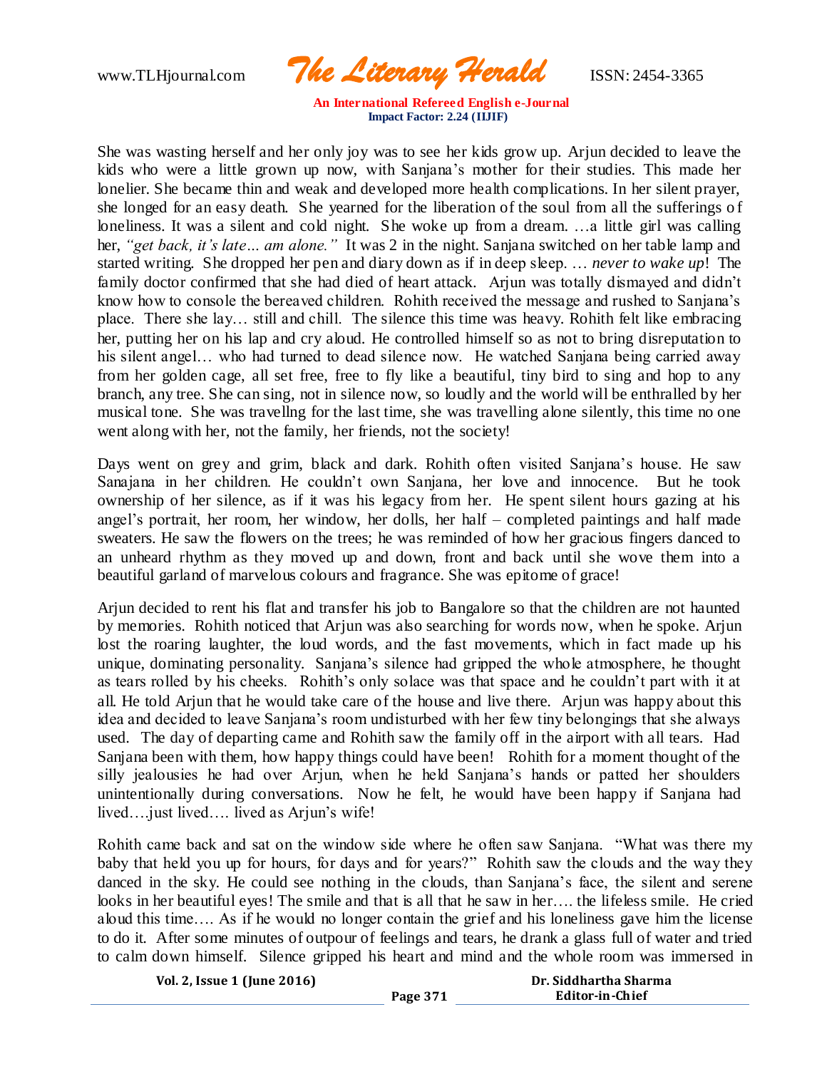She was wasting herself and her only joy was to see her kids grow up. Arjun decided to leave the kids who were a little grown up now, with Sanjana's mother for their studies. This made her lonelier. She became thin and weak and developed more health complications. In her silent prayer, she longed for an easy death. She yearned for the liberation of the soul from all the sufferings of loneliness. It was a silent and cold night. She woke up from a dream. …a little girl was calling her, *"get back, it's late… am alone."* It was 2 in the night. Sanjana switched on her table lamp and started writing. She dropped her pen and diary down as if in deep sleep. … *never to wake up*! The family doctor confirmed that she had died of heart attack. Arjun was totally dismayed and didn't know how to console the bereaved children. Rohith received the message and rushed to Sanjana's place. There she lay… still and chill. The silence this time was heavy. Rohith felt like embracing her, putting her on his lap and cry aloud. He controlled himself so as not to bring disreputation to his silent angel… who had turned to dead silence now. He watched Sanjana being carried away from her golden cage, all set free, free to fly like a beautiful, tiny bird to sing and hop to any branch, any tree. She can sing, not in silence now, so loudly and the world will be enthralled by her musical tone. She was travellng for the last time, she was travelling alone silently, this time no one went along with her, not the family, her friends, not the society!

Days went on grey and grim, black and dark. Rohith often visited Sanjana's house. He saw Sanajana in her children. He couldn't own Sanjana, her love and innocence. But he took ownership of her silence, as if it was his legacy from her. He spent silent hours gazing at his angel's portrait, her room, her window, her dolls, her half – completed paintings and half made sweaters. He saw the flowers on the trees; he was reminded of how her gracious fingers danced to an unheard rhythm as they moved up and down, front and back until she wove them into a beautiful garland of marvelous colours and fragrance. She was epitome of grace!

Arjun decided to rent his flat and transfer his job to Bangalore so that the children are not haunted by memories. Rohith noticed that Arjun was also searching for words now, when he spoke. Arjun lost the roaring laughter, the loud words, and the fast movements, which in fact made up his unique, dominating personality. Sanjana's silence had gripped the whole atmosphere, he thought as tears rolled by his cheeks. Rohith's only solace was that space and he couldn't part with it at all. He told Arjun that he would take care of the house and live there. Arjun was happy about this idea and decided to leave Sanjana's room undisturbed with her few tiny belongings that she always used. The day of departing came and Rohith saw the family off in the airport with all tears. Had Sanjana been with them, how happy things could have been! Rohith for a moment thought of the silly jealousies he had over Arjun, when he held Sanjana's hands or patted her shoulders unintentionally during conversations. Now he felt, he would have been happy if Sanjana had lived….just lived…. lived as Arjun's wife!

Rohith came back and sat on the window side where he often saw Sanjana. "What was there my baby that held you up for hours, for days and for years?" Rohith saw the clouds and the way they danced in the sky. He could see nothing in the clouds, than Sanjana's face, the silent and serene looks in her beautiful eyes! The smile and that is all that he saw in her…. the lifeless smile. He cried aloud this time…. As if he would no longer contain the grief and his loneliness gave him the license to do it. After some minutes of outpour of feelings and tears, he drank a glass full of water and tried to calm down himself. Silence gripped his heart and mind and the whole room was immersed in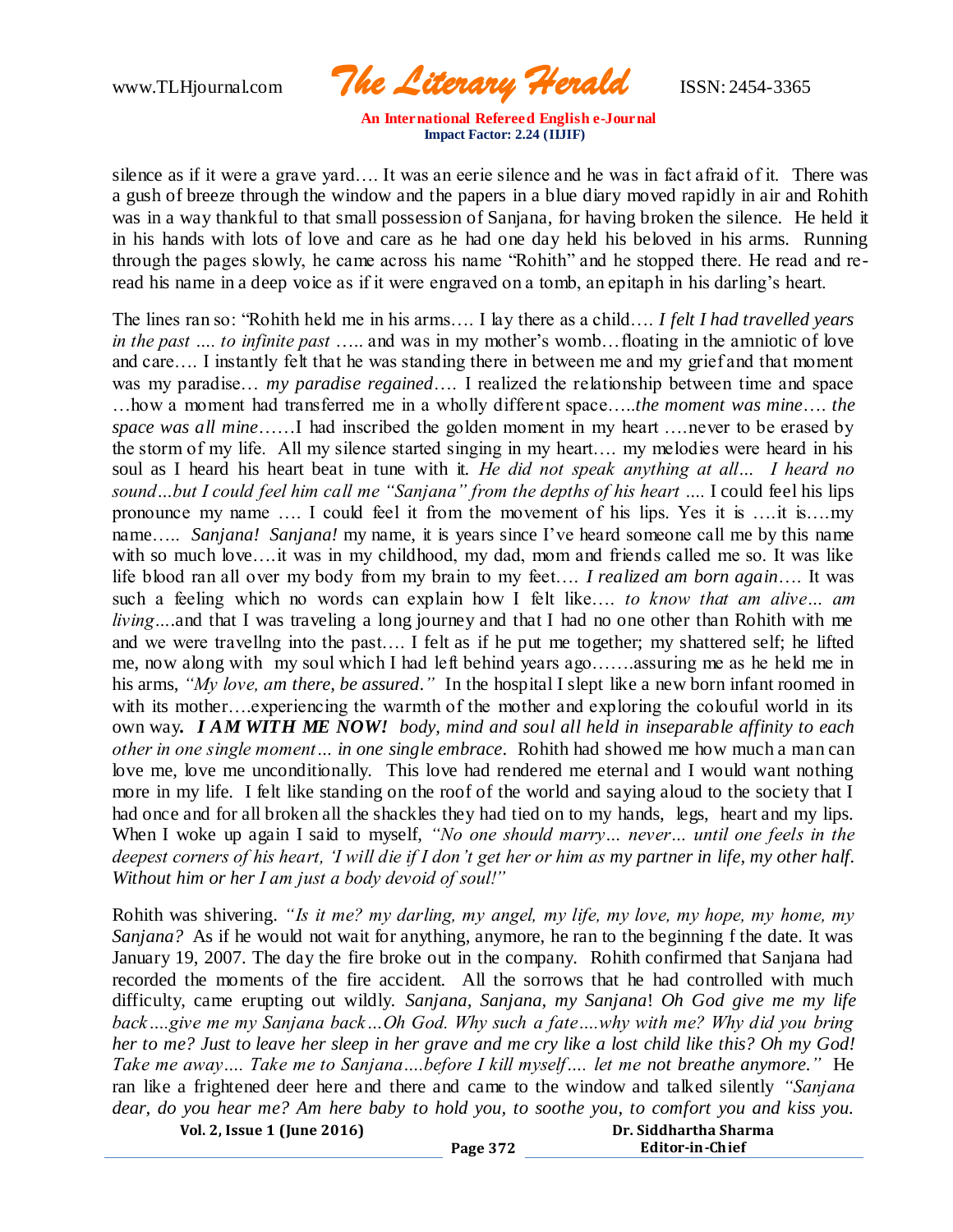silence as if it were a grave yard…. It was an eerie silence and he was in fact afraid of it. There was a gush of breeze through the window and the papers in a blue diary moved rapidly in air and Rohith was in a way thankful to that small possession of Sanjana, for having broken the silence. He held it in his hands with lots of love and care as he had one day held his beloved in his arms. Running through the pages slowly, he came across his name "Rohith" and he stopped there. He read and re-read his name in a deep voice as if it were engraved on a tomb, an epitaph in his darling's heart.

The lines ran so: "Rohith held me in his arms…. I lay there as a child…. *I felt I had travelled years in the past …. to infinite past* ….. and was in my mother's womb…floating in the amniotic of love and care…. I instantly felt that he was standing there in between me and my grief and that moment was my paradise… *my paradise regained*…. I realized the relationship between time and space …how a moment had transferred me in a wholly different space…..*the moment was mine…. the space was all mine*……I had inscribed the golden moment in my heart ….never to be erased by the storm of my life. All my silence started singing in my heart…. my melodies were heard in his soul as I heard his heart beat in tune with it. *He did not speak anything at all… I heard no sound…but I could feel him call me "Sanjana" from the depths of his heart ….* I could feel his lips pronounce my name …. I could feel it from the movement of his lips. Yes it is ….it is….my name….. *Sanjana! Sanjana!* my name, it is years since I've heard someone call me by this name with so much love….it was in my childhood, my dad, mom and friends called me so. It was like life blood ran all over my body from my brain to my feet…. *I realized am born again*…. It was such a feeling which no words can explain how I felt like…. *to know that am alive… am living*….and that I was traveling a long journey and that I had no one other than Rohith with me and we were travellng into the past…. I felt as if he put me together; my shattered self; he lifted me, now along with my soul which I had left behind years ago…….assuring me as he held me in his arms, *"My love, am there, be assured."* In the hospital I slept like a new born infant roomed in with its mother….experiencing the warmth of the mother and exploring the coloful world in its own way**.** ***I AM WITH ME NOW!*** *body, mind and soul all held in inseparable affinity to each other in one single moment… in one single embrace*. Rohith had showed me how much a man can love me, love me unconditionally. This love had rendered me eternal and I would want nothing more in my life. I felt like standing on the roof of the world and saying aloud to the society that I had once and for all broken all the shackles they had tied on to my hands, legs, heart and my lips. When I woke up again I said to myself, *"No one should marry… never… until one feels in the deepest corners of his heart, 'I will die if I don't get her or him as my partner in life, my other half. Without him or her I am just a body devoid of soul!"*

Rohith was shivering. *"Is it me? my darling, my angel, my life, my love, my hope, my home, my Sanjana?* As if he would not wait for anything, anymore, he ran to the beginning f the date. It was January 19, 2007. The day the fire broke out in the company. Rohith confirmed that Sanjana had recorded the moments of the fire accident. All the sorrows that he had controlled with much difficulty, came erupting out wildly. *Sanjana, Sanjana, my Sanjana*! *Oh God give me my life back….give me my Sanjana back…Oh God. Why such a fate….why with me? Why did you bring her to me? Just to leave her sleep in her grave and me cry like a lost child like this? Oh my God! Take me away…. Take me to Sanjana….before I kill myself…. let me not breathe anymore."* He ran like a frightened deer here and there and came to the window and talked silently *"Sanjana dear, do you hear me? Am here baby to hold you, to soothe you, to comfort you and kiss you.*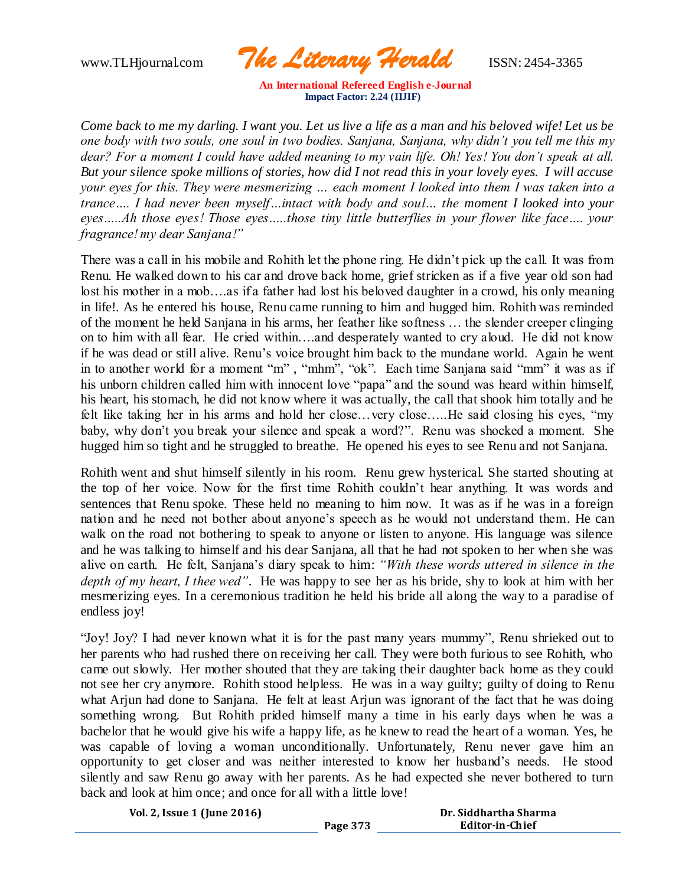*Come back to me my darling. I want you. Let us live a life as a man and his beloved wife! Let us be one body with two souls, one soul in two bodies. Sanjana, Sanjana, why didn't you tell me this my dear? For a moment I could have added meaning to my vain life. Oh! Yes! You don't speak at all. But your silence spoke millions of stories, how did I not read this in your lovely eyes. I will accuse your eyes for this. They were mesmerizing … each moment I looked into them I was taken into a trance…. I had never been myself…intact with body and soul… the moment I looked into your eyes…..Ah those eyes! Those eyes…..those tiny little butterflies in your flower like face…. your fragrance! my dear Sanjana!"*

There was a call in his mobile and Rohith let the phone ring. He didn't pick up the call. It was from Renu. He walked down to his car and drove back home, grief stricken as if a five year old son had lost his mother in a mob….as if a father had lost his beloved daughter in a crowd, his only meaning in life!. As he entered his house, Renu came running to him and hugged him. Rohith was reminded of the moment he held Sanjana in his arms, her feather like softness … the slender creeper clinging on to him with all fear. He cried within….and desperately wanted to cry aloud. He did not know if he was dead or still alive. Renu's voice brought him back to the mundane world. Again he went in to another world for a moment "m" , "mhm", "ok". Each time Sanjana said "mm" it was as if his unborn children called him with innocent love "papa" and the sound was heard within himself, his heart, his stomach, he did not know where it was actually, the call that shook him totally and he felt like taking her in his arms and hold her close…very close…..He said closing his eyes, "my baby, why don't you break your silence and speak a word?". Renu was shocked a moment. She hugged him so tight and he struggled to breathe. He opened his eyes to see Renu and not Sanjana.

Rohith went and shut himself silently in his room. Renu grew hysterical. She started shouting at the top of her voice. Now for the first time Rohith couldn't hear anything. It was words and sentences that Renu spoke. These held no meaning to him now. It was as if he was in a foreign nation and he need not bother about anyone's speech as he would not understand them. He can walk on the road not bothering to speak to anyone or listen to anyone. His language was silence and he was talking to himself and his dear Sanjana, all that he had not spoken to her when she was alive on earth. He felt, Sanjana's diary speak to him: *"With these words uttered in silence in the depth of my heart, I thee wed"*. He was happy to see her as his bride, shy to look at him with her mesmerizing eyes. In a ceremonious tradition he held his bride all along the way to a paradise of endless joy!

"Joy! Joy? I had never known what it is for the past many years mummy", Renu shrieked out to her parents who had rushed there on receiving her call. They were both furious to see Rohith, who came out slowly. Her mother shouted that they are taking their daughter back home as they could not see her cry anymore. Rohith stood helpless. He was in a way guilty; guilty of doing to Renu what Arjun had done to Sanjana. He felt at least Arjun was ignorant of the fact that he was doing something wrong. But Rohith prided himself many a time in his early days when he was a bachelor that he would give his wife a happy life, as he knew to read the heart of a woman. Yes, he was capable of loving a woman unconditionally. Unfortunately, Renu never gave him an opportunity to get closer and was neither interested to know her husband's needs. He stood silently and saw Renu go away with her parents. As he had expected she never bothered to turn back and look at him once; and once for all with a little love!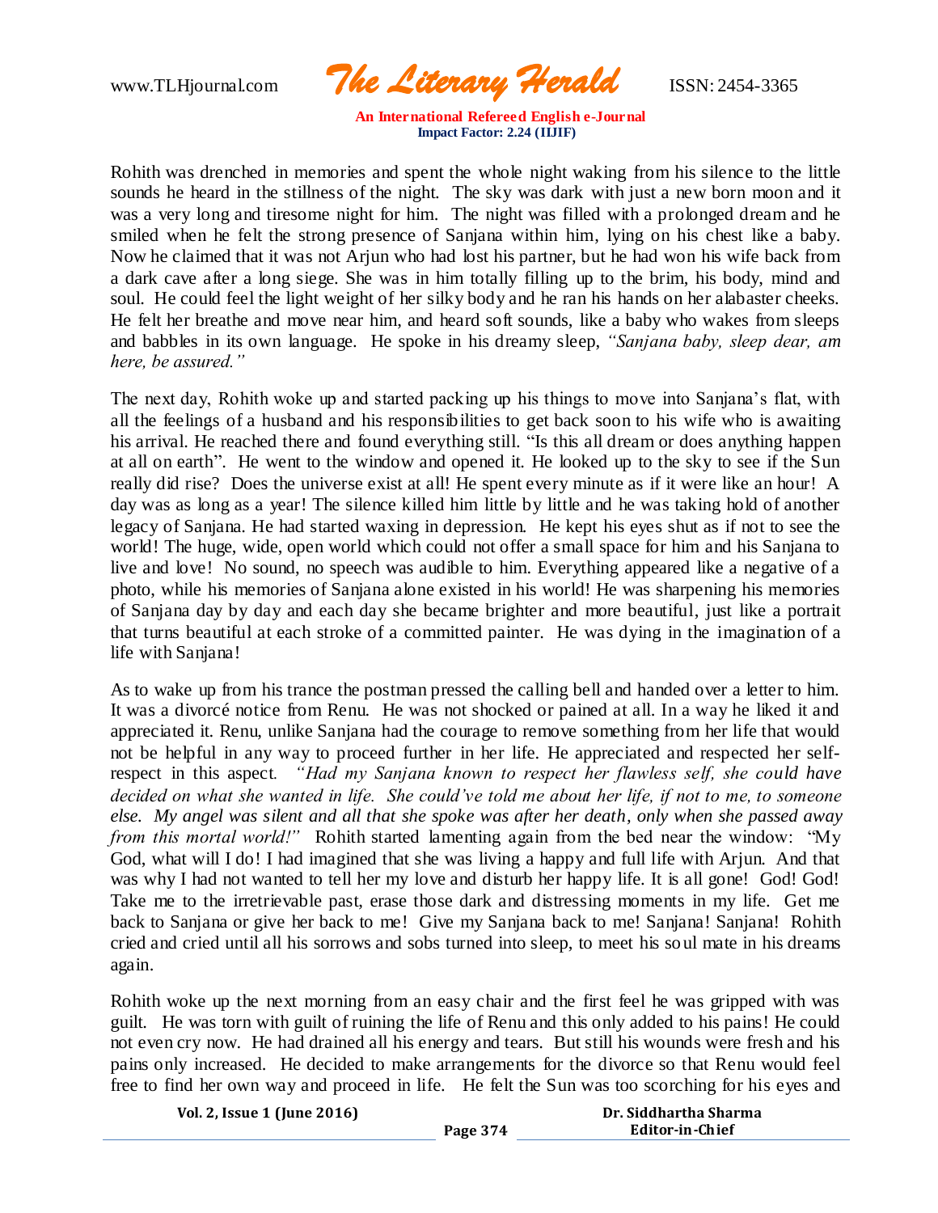Rohith was drenched in memories and spent the whole night waking from his silence to the little sounds he heard in the stillness of the night. The sky was dark with just a new born moon and it was a very long and tiresome night for him. The night was filled with a prolonged dream and he smiled when he felt the strong presence of Sanjana within him, lying on his chest like a baby. Now he claimed that it was not Arjun who had lost his partner, but he had won his wife back from a dark cave after a long siege. She was in him totally filling up to the brim, his body, mind and soul. He could feel the light weight of her silky body and he ran his hands on her alabaster cheeks. He felt her breathe and move near him, and heard soft sounds, like a baby who wakes from sleeps and babbles in its own language. He spoke in his dreamy sleep, *"Sanjana baby, sleep dear, am here, be assured."*

The next day, Rohith woke up and started packing up his things to move into Sanjana's flat, with all the feelings of a husband and his responsibilities to get back soon to his wife who is awaiting his arrival. He reached there and found everything still. "Is this all dream or does anything happen at all on earth". He went to the window and opened it. He looked up to the sky to see if the Sun really did rise? Does the universe exist at all! He spent every minute as if it were like an hour! A day was as long as a year! The silence killed him little by little and he was taking hold of another legacy of Sanjana. He had started waxing in depression. He kept his eyes shut as if not to see the world! The huge, wide, open world which could not offer a small space for him and his Sanjana to live and love! No sound, no speech was audible to him. Everything appeared like a negative of a photo, while his memories of Sanjana alone existed in his world! He was sharpening his memories of Sanjana day by day and each day she became brighter and more beautiful, just like a portrait that turns beautiful at each stroke of a committed painter. He was dying in the imagination of a life with Sanjana!

As to wake up from his trance the postman pressed the calling bell and handed over a letter to him. It was a divorcé notice from Renu. He was not shocked or pained at all. In a way he liked it and appreciated it. Renu, unlike Sanjana had the courage to remove something from her life that would not be helpful in any way to proceed further in her life. He appreciated and respected her self-respect in this aspect. *"Had my Sanjana known to respect her flawless self, she could have decided on what she wanted in life. She could've told me about her life, if not to me, to someone else. My angel was silent and all that she spoke was after her death, only when she passed away from this mortal world!"* Rohith started lamenting again from the bed near the window: "My God, what will I do! I had imagined that she was living a happy and full life with Arjun. And that was why I had not wanted to tell her my love and disturb her happy life. It is all gone! God! God! Take me to the irretrievable past, erase those dark and distressing moments in my life. Get me back to Sanjana or give her back to me! Give my Sanjana back to me! Sanjana! Sanjana! Rohith cried and cried until all his sorrows and sobs turned into sleep, to meet his soul mate in his dreams again.

Rohith woke up the next morning from an easy chair and the first feel he was gripped with was guilt. He was torn with guilt of ruining the life of Renu and this only added to his pains! He could not even cry now. He had drained all his energy and tears. But still his wounds were fresh and his pains only increased. He decided to make arrangements for the divorce so that Renu would feel free to find her own way and proceed in life. He felt the Sun was too scorching for his eyes and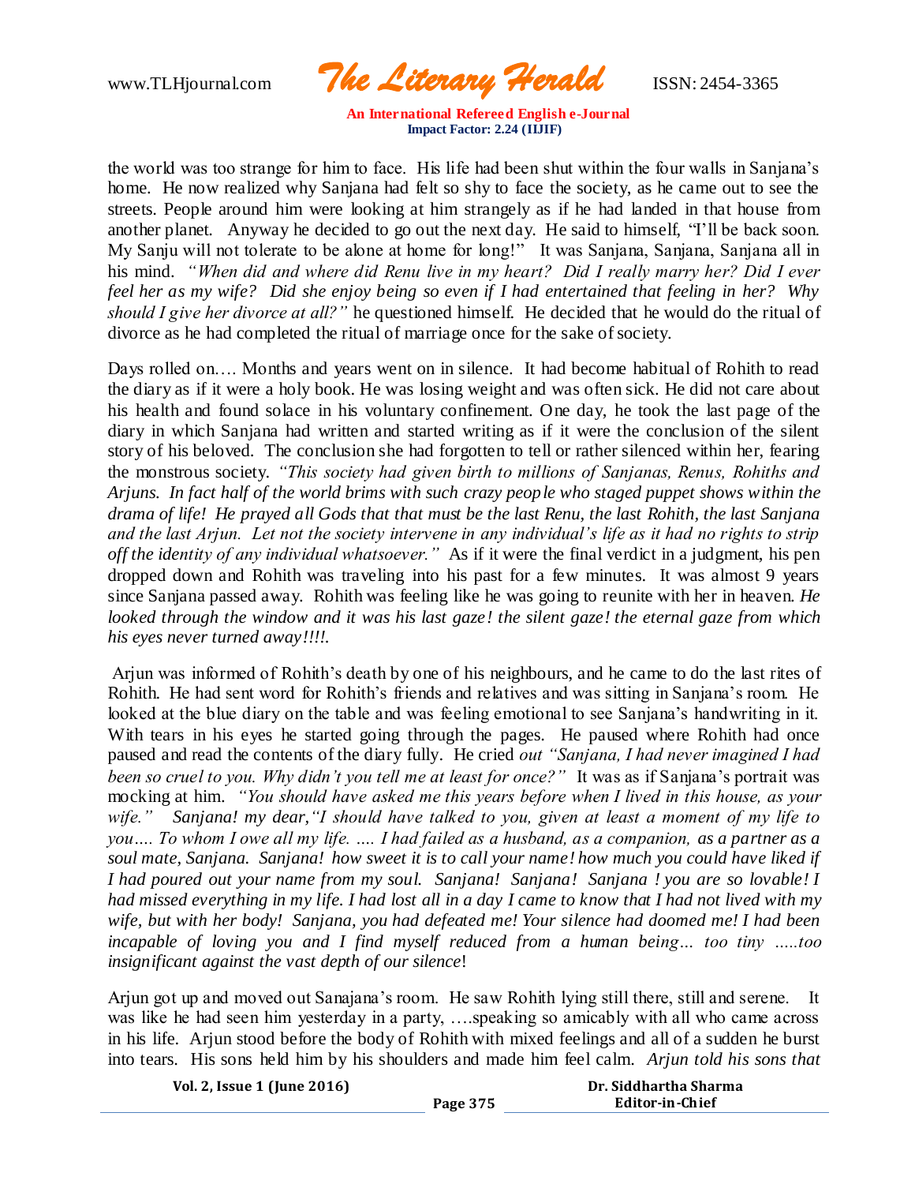the world was too strange for him to face. His life had been shut within the four walls in Sanjana's home. He now realized why Sanjana had felt so shy to face the society, as he came out to see the streets. People around him were looking at him strangely as if he had landed in that house from another planet. Anyway he decided to go out the next day. He said to himself, "I'll be back soon. My Sanju will not tolerate to be alone at home for long!" It was Sanjana, Sanjana, Sanjana all in his mind. *"When did and where did Renu live in my heart? Did I really marry her? Did I ever feel her as my wife? Did she enjoy being so even if I had entertained that feeling in her? Why should I give her divorce at all?"* he questioned himself. He decided that he would do the ritual of divorce as he had completed the ritual of marriage once for the sake of society.

Days rolled on…. Months and years went on in silence. It had become habitual of Rohith to read the diary as if it were a holy book. He was losing weight and was often sick. He did not care about his health and found solace in his voluntary confinement. One day, he took the last page of the diary in which Sanjana had written and started writing as if it were the conclusion of the silent story of his beloved. The conclusion she had forgotten to tell or rather silenced within her, fearing the monstrous society. *"This society had given birth to millions of Sanjanas, Renus, Rohiths and Arjuns. In fact half of the world brims with such crazy people who staged puppet shows within the drama of life! He prayed all Gods that that must be the last Renu, the last Rohith, the last Sanjana and the last Arjun. Let not the society intervene in any individual's life as it had no rights to strip off the identity of any individual whatsoever."* As if it were the final verdict in a judgment, his pen dropped down and Rohith was traveling into his past for a few minutes. It was almost 9 years since Sanjana passed away. Rohith was feeling like he was going to reunite with her in heaven. *He looked through the window and it was his last gaze! the silent gaze! the eternal gaze from which his eyes never turned away!!!!.*

Arjun was informed of Rohith's death by one of his neighbours, and he came to do the last rites of Rohith. He had sent word for Rohith's friends and relatives and was sitting in Sanjana's room. He looked at the blue diary on the table and was feeling emotional to see Sanjana's handwriting in it. With tears in his eyes he started going through the pages. He paused where Rohith had once paused and read the contents of the diary fully. He cried *out "Sanjana, I had never imagined I had been so cruel to you. Why didn't you tell me at least for once?"* It was as if Sanjana's portrait was mocking at him. *"You should have asked me this years before when I lived in this house, as your wife." Sanjana! my dear,"I should have talked to you, given at least a moment of my life to you…. To whom I owe all my life. …. I had failed as a husband, as a companion, as a partner as a soul mate, Sanjana. Sanjana! how sweet it is to call your name! how much you could have liked if I had poured out your name from my soul. Sanjana! Sanjana! Sanjana ! you are so lovable! I had missed everything in my life. I had lost all in a day I came to know that I had not lived with my wife, but with her body! Sanjana, you had defeated me! Your silence had doomed me! I had been incapable of loving you and I find myself reduced from a human being… too tiny …..too insignificant against the vast depth of our silence*!

Arjun got up and moved out Sanajana's room. He saw Rohith lying still there, still and serene. It was like he had seen him yesterday in a party, ….speaking so amicably with all who came across in his life. Arjun stood before the body of Rohith with mixed feelings and all of a sudden he burst into tears. His sons held him by his shoulders and made him feel calm. *Arjun told his sons that*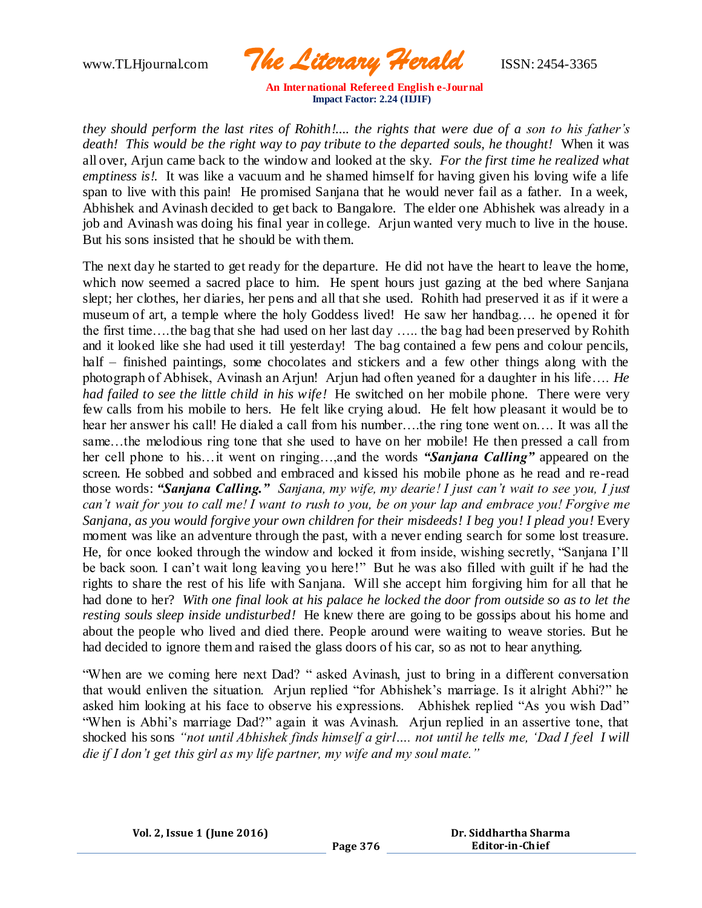*they should perform the last rites of Rohith!.... the rights that were due of a son to his father's death! This would be the right way to pay tribute to the departed souls, he thought!* When it was all over, Arjun came back to the window and looked at the sky. *For the first time he realized what emptiness is!.* It was like a vacuum and he shamed himself for having given his loving wife a life span to live with this pain! He promised Sanjana that he would never fail as a father. In a week, Abhishek and Avinash decided to get back to Bangalore. The elder one Abhishek was already in a job and Avinash was doing his final year in college. Arjun wanted very much to live in the house. But his sons insisted that he should be with them.

The next day he started to get ready for the departure. He did not have the heart to leave the home, which now seemed a sacred place to him. He spent hours just gazing at the bed where Sanjana slept; her clothes, her diaries, her pens and all that she used. Rohith had preserved it as if it were a museum of art, a temple where the holy Goddess lived! He saw her handbag…. he opened it for the first time….the bag that she had used on her last day ….. the bag had been preserved by Rohith and it looked like she had used it till yesterday! The bag contained a few pens and colour pencils, half – finished paintings, some chocolates and stickers and a few other things along with the photograph of Abhisek, Avinash an Arjun! Arjun had often yeaned for a daughter in his life…. *He had failed to see the little child in his wife!* He switched on her mobile phone. There were very few calls from his mobile to hers. He felt like crying aloud. He felt how pleasant it would be to hear her answer his call! He dialed a call from his number….the ring tone went on…. It was all the same…the melodious ring tone that she used to have on her mobile! He then pressed a call from her cell phone to his…it went on ringing…,and the words ***"Sanjana Calling"*** appeared on the screen. He sobbed and sobbed and embraced and kissed his mobile phone as he read and re-read those words: ***"Sanjana Calling."*** *Sanjana, my wife, my dearie! I just can't wait to see you, I just can't wait for you to call me! I want to rush to you, be on your lap and embrace you! Forgive me Sanjana, as you would forgive your own children for their misdeeds! I beg you! I plead you!* Every moment was like an adventure through the past, with a never ending search for some lost treasure. He, for once looked through the window and locked it from inside, wishing secretly, "Sanjana I'll be back soon. I can't wait long leaving you here!" But he was also filled with guilt if he had the rights to share the rest of his life with Sanjana. Will she accept him forgiving him for all that he had done to her? *With one final look at his palace he locked the door from outside so as to let the resting souls sleep inside undisturbed!* He knew there are going to be gossips about his home and about the people who lived and died there. People around were waiting to weave stories. But he had decided to ignore them and raised the glass doors of his car, so as not to hear anything.

"When are we coming here next Dad? " asked Avinash, just to bring in a different conversation that would enliven the situation. Arjun replied "for Abhishek's marriage. Is it alright Abhi?" he asked him looking at his face to observe his expressions. Abhishek replied "As you wish Dad" "When is Abhi's marriage Dad?" again it was Avinash. Arjun replied in an assertive tone, that shocked his sons *"not until Abhishek finds himself a girl…. not until he tells me, 'Dad I feel I will die if I don't get this girl as my life partner, my wife and my soul mate."*